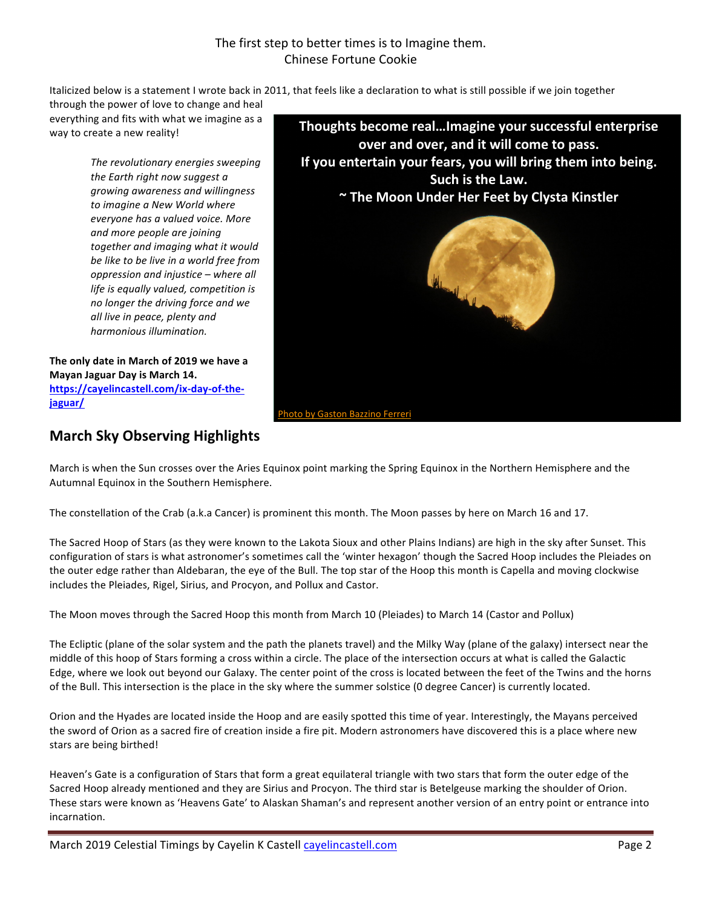The first step to better times is to Imagine them.
Chinese Fortune Cookie

Italicized below is a statement I wrote back in 2011, that feels like a declaration to what is still possible if we join together through the power of love to change and heal everything and fits with what we imagine as a way to create a new reality!

> *The revolutionary energies sweeping the Earth right now suggest a growing awareness and willingness to imagine a New World where everyone has a valued voice. More and more people are joining together and imaging what it would be like to be live in a world free from oppression and injustice – where all life is equally valued, competition is no longer the driving force and we all live in peace, plenty and harmonious illumination.*

**Thoughts become real…Imagine your successful enterprise over and over, and it will come to pass.**
**If you entertain your fears, you will bring them into being.**
**Such is the Law.**
**~ The Moon Under Her Feet by Clysta Kinstler**

Photo by Gaston Bazzino Ferreri

**The only date in March of 2019 we have a Mayan Jaguar Day is March 14.**
**https://cayelincastell.com/ix-day-of-the-jaguar/**

## March Sky Observing Highlights

March is when the Sun crosses over the Aries Equinox point marking the Spring Equinox in the Northern Hemisphere and the Autumnal Equinox in the Southern Hemisphere.

The constellation of the Crab (a.k.a Cancer) is prominent this month. The Moon passes by here on March 16 and 17.

The Sacred Hoop of Stars (as they were known to the Lakota Sioux and other Plains Indians) are high in the sky after Sunset. This configuration of stars is what astronomer's sometimes call the 'winter hexagon' though the Sacred Hoop includes the Pleiades on the outer edge rather than Aldebaran, the eye of the Bull. The top star of the Hoop this month is Capella and moving clockwise includes the Pleiades, Rigel, Sirius, and Procyon, and Pollux and Castor.

The Moon moves through the Sacred Hoop this month from March 10 (Pleiades) to March 14 (Castor and Pollux)

The Ecliptic (plane of the solar system and the path the planets travel) and the Milky Way (plane of the galaxy) intersect near the middle of this hoop of Stars forming a cross within a circle. The place of the intersection occurs at what is called the Galactic Edge, where we look out beyond our Galaxy. The center point of the cross is located between the feet of the Twins and the horns of the Bull. This intersection is the place in the sky where the summer solstice (0 degree Cancer) is currently located.

Orion and the Hyades are located inside the Hoop and are easily spotted this time of year. Interestingly, the Mayans perceived the sword of Orion as a sacred fire of creation inside a fire pit. Modern astronomers have discovered this is a place where new stars are being birthed!

Heaven's Gate is a configuration of Stars that form a great equilateral triangle with two stars that form the outer edge of the Sacred Hoop already mentioned and they are Sirius and Procyon. The third star is Betelgeuse marking the shoulder of Orion. These stars were known as 'Heavens Gate' to Alaskan Shaman's and represent another version of an entry point or entrance into incarnation.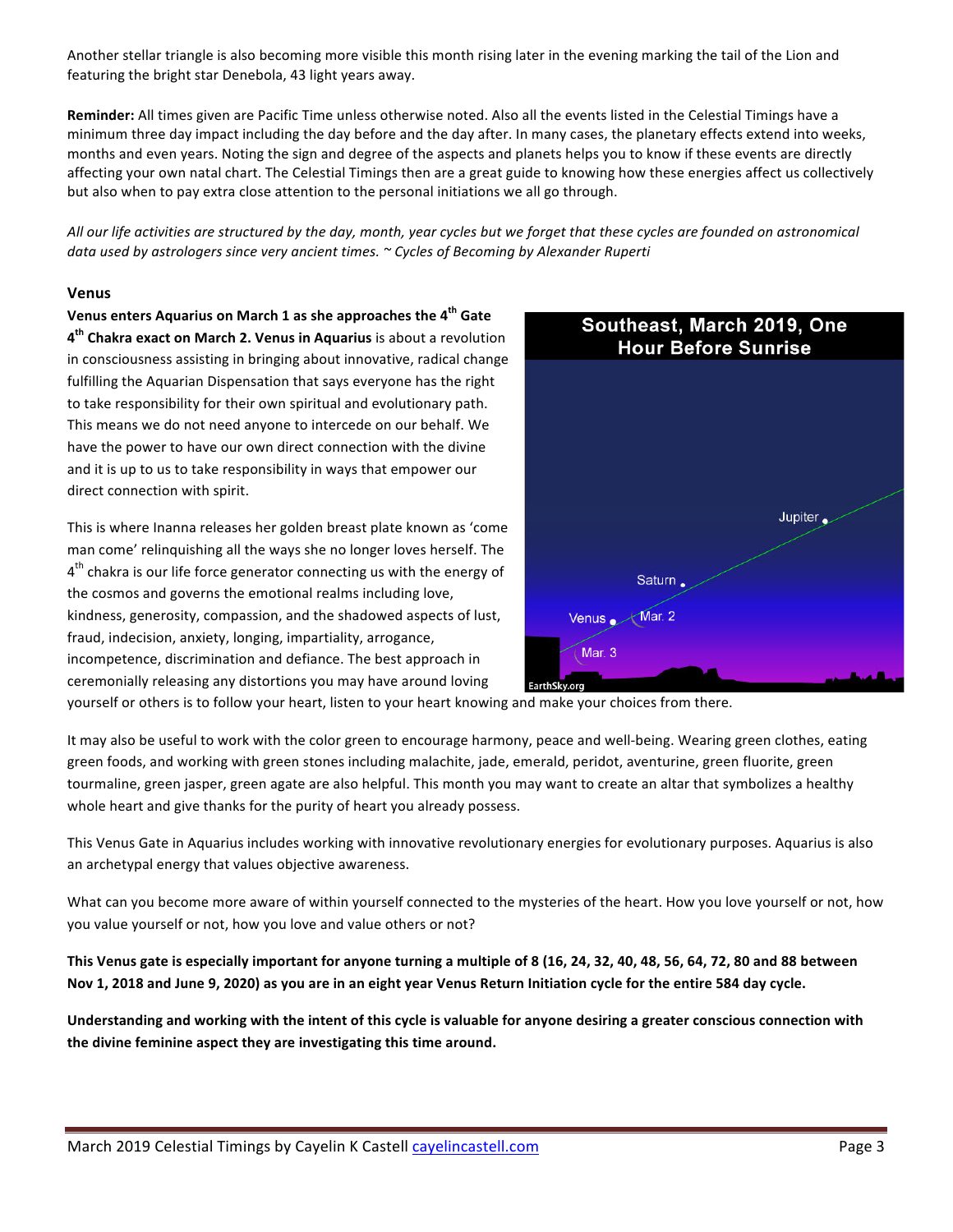Another stellar triangle is also becoming more visible this month rising later in the evening marking the tail of the Lion and featuring the bright star Denebola, 43 light years away.

**Reminder:** All times given are Pacific Time unless otherwise noted. Also all the events listed in the Celestial Timings have a minimum three day impact including the day before and the day after. In many cases, the planetary effects extend into weeks, months and even years. Noting the sign and degree of the aspects and planets helps you to know if these events are directly affecting your own natal chart. The Celestial Timings then are a great guide to knowing how these energies affect us collectively but also when to pay extra close attention to the personal initiations we all go through.

*All our life activities are structured by the day, month, year cycles but we forget that these cycles are founded on astronomical data used by astrologers since very ancient times. ~ Cycles of Becoming by Alexander Ruperti*

### Venus

**Venus enters Aquarius on March 1 as she approaches the 4th Gate 4th Chakra exact on March 2. Venus in Aquarius** is about a revolution in consciousness assisting in bringing about innovative, radical change fulfilling the Aquarian Dispensation that says everyone has the right to take responsibility for their own spiritual and evolutionary path. This means we do not need anyone to intercede on our behalf. We have the power to have our own direct connection with the divine and it is up to us to take responsibility in ways that empower our direct connection with spirit.

This is where Inanna releases her golden breast plate known as 'come man come' relinquishing all the ways she no longer loves herself. The 4th chakra is our life force generator connecting us with the energy of the cosmos and governs the emotional realms including love, kindness, generosity, compassion, and the shadowed aspects of lust, fraud, indecision, anxiety, longing, impartiality, arrogance, incompetence, discrimination and defiance. The best approach in ceremonially releasing any distortions you may have around loving yourself or others is to follow your heart, listen to your heart knowing and make your choices from there.

Southeast, March 2019, One Hour Before Sunrise

It may also be useful to work with the color green to encourage harmony, peace and well-being. Wearing green clothes, eating green foods, and working with green stones including malachite, jade, emerald, peridot, aventurine, green fluorite, green tourmaline, green jasper, green agate are also helpful. This month you may want to create an altar that symbolizes a healthy whole heart and give thanks for the purity of heart you already possess.

This Venus Gate in Aquarius includes working with innovative revolutionary energies for evolutionary purposes. Aquarius is also an archetypal energy that values objective awareness.

What can you become more aware of within yourself connected to the mysteries of the heart. How you love yourself or not, how you value yourself or not, how you love and value others or not?

**This Venus gate is especially important for anyone turning a multiple of 8 (16, 24, 32, 40, 48, 56, 64, 72, 80 and 88 between Nov 1, 2018 and June 9, 2020) as you are in an eight year Venus Return Initiation cycle for the entire 584 day cycle.**

**Understanding and working with the intent of this cycle is valuable for anyone desiring a greater conscious connection with the divine feminine aspect they are investigating this time around.**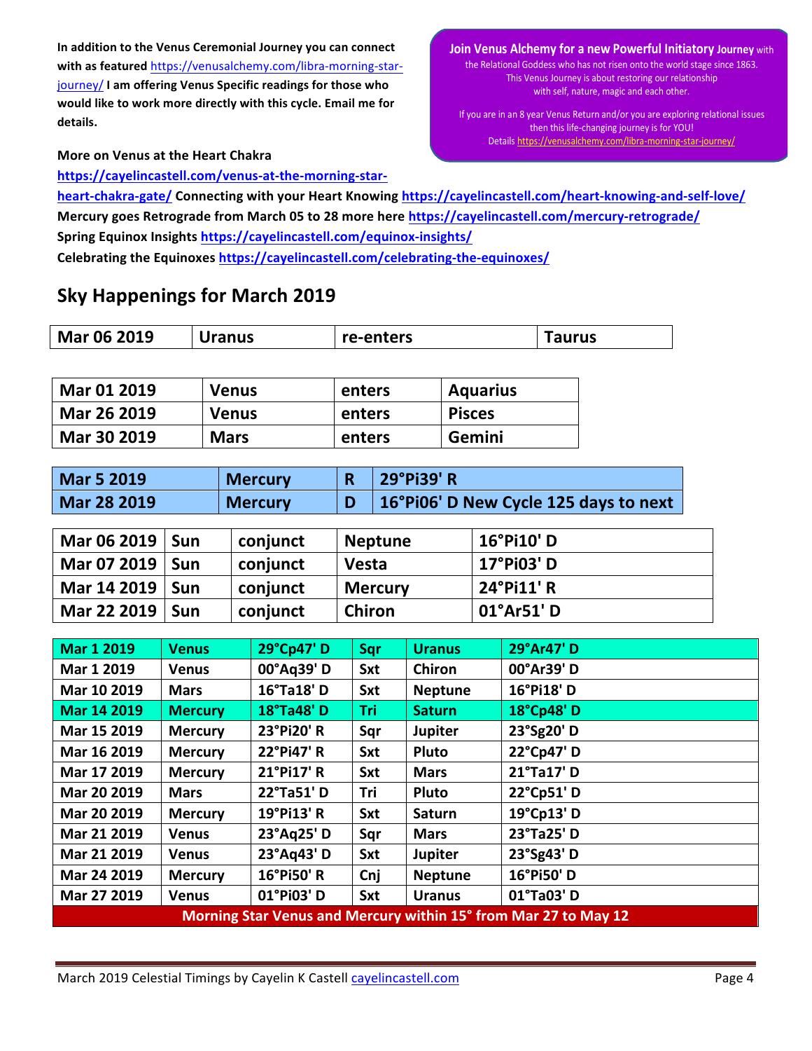**In addition to the Venus Ceremonial Journey you can connect with as featured https://venusalchemy.com/libra-morning-star-journey/ I am offering Venus Specific readings for those who would like to work more directly with this cycle. Email me for details.**

**Join Venus Alchemy for a new Powerful Initiatory Journey** with the Relational Goddess who has not risen onto the world stage since 1863. This Venus Journey is about restoring our relationship with self, nature, magic and each other.

If you are in an 8 year Venus Return and/or you are exploring relational issues then this life-changing journey is for YOU!
Details https://venusalchemy.com/libra-morning-star-journey/

**More on Venus at the Heart Chakra https://cayelincastell.com/venus-at-the-morning-star-heart-chakra-gate/ Connecting with your Heart Knowing https://cayelincastell.com/heart-knowing-and-self-love/**
**Mercury goes Retrograde from March 05 to 28 more here https://cayelincastell.com/mercury-retrograde/**
**Spring Equinox Insights https://cayelincastell.com/equinox-insights/**
**Celebrating the Equinoxes https://cayelincastell.com/celebrating-the-equinoxes/**

## Sky Happenings for March 2019

| | | | |
|---|---|---|---|
| Mar 06 2019 | Uranus | re-enters | Taurus |

| | | | |
|---|---|---|---|
| Mar 01 2019 | Venus | enters | Aquarius |
| Mar 26 2019 | Venus | enters | Pisces |
| Mar 30 2019 | Mars | enters | Gemini |

| | | | |
|---|---|---|---|
| Mar 5 2019 | Mercury | R | 29°Pi39' R |
| Mar 28 2019 | Mercury | D | 16°Pi06' D New Cycle 125 days to next |

| | | | | |
|---|---|---|---|---|
| Mar 06 2019 | Sun | conjunct | Neptune | 16°Pi10' D |
| Mar 07 2019 | Sun | conjunct | Vesta | 17°Pi03' D |
| Mar 14 2019 | Sun | conjunct | Mercury | 24°Pi11' R |
| Mar 22 2019 | Sun | conjunct | Chiron | 01°Ar51' D |

| | | | | | |
|---|---|---|---|---|---|
| Mar 1 2019 | Venus | 29°Cp47' D | Sqr | Uranus | 29°Ar47' D |
| Mar 1 2019 | Venus | 00°Aq39' D | Sxt | Chiron | 00°Ar39' D |
| Mar 10 2019 | Mars | 16°Ta18' D | Sxt | Neptune | 16°Pi18' D |
| Mar 14 2019 | Mercury | 18°Ta48' D | Tri | Saturn | 18°Cp48' D |
| Mar 15 2019 | Mercury | 23°Pi20' R | Sqr | Jupiter | 23°Sg20' D |
| Mar 16 2019 | Mercury | 22°Pi47' R | Sxt | Pluto | 22°Cp47' D |
| Mar 17 2019 | Mercury | 21°Pi17' R | Sxt | Mars | 21°Ta17' D |
| Mar 20 2019 | Mars | 22°Ta51' D | Tri | Pluto | 22°Cp51' D |
| Mar 20 2019 | Mercury | 19°Pi13' R | Sxt | Saturn | 19°Cp13' D |
| Mar 21 2019 | Venus | 23°Aq25' D | Sqr | Mars | 23°Ta25' D |
| Mar 21 2019 | Venus | 23°Aq43' D | Sxt | Jupiter | 23°Sg43' D |
| Mar 24 2019 | Mercury | 16°Pi50' R | Cnj | Neptune | 16°Pi50' D |
| Mar 27 2019 | Venus | 01°Pi03' D | Sxt | Uranus | 01°Ta03' D |
| Morning Star Venus and Mercury within 15° from Mar 27 to May 12 | | | | | |

March 2019 Celestial Timings by Cayelin K Castell cayelincastell.com